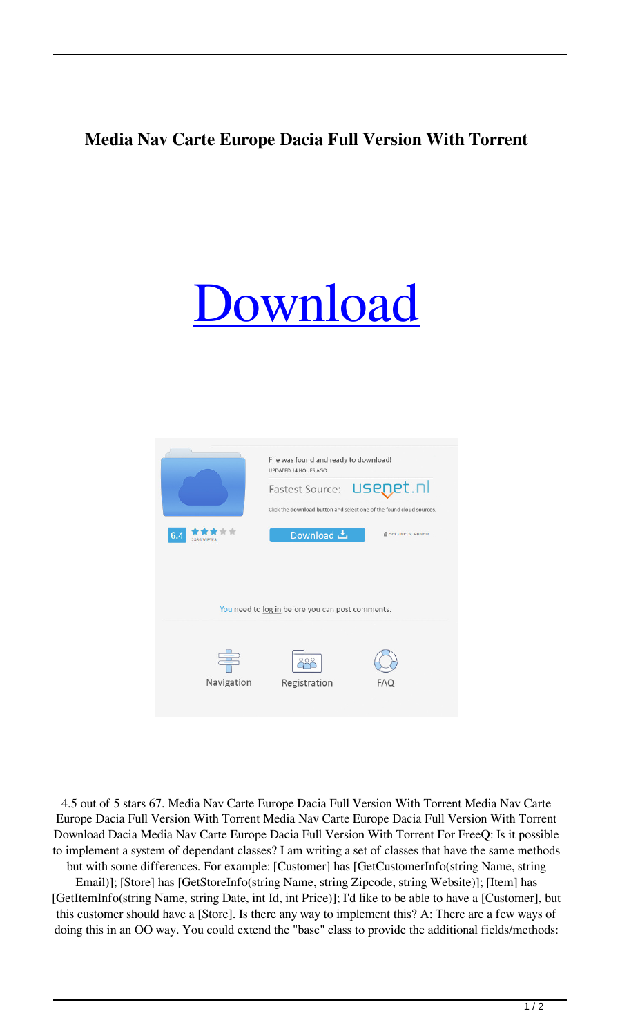# Media Nav Carte Europe Dacia Full Version With Torrent

[Download]

4.5 out of 5 stars 67. Media Nav Carte Europe Dacia Full Version With Torrent Media Nav Carte Europe Dacia Full Version With Torrent Media Nav Carte Europe Dacia Full Version With Torrent Download Dacia Media Nav Carte Europe Dacia Full Version With Torrent For FreeQ: Is it possible to implement a system of dependant classes? I am writing a set of classes that have the same methods but with some differences. For example: [Customer] has [GetCustomerInfo(string Name, string Email)]; [Store] has [GetStoreInfo(string Name, string Zipcode, string Website)]; [Item] has [GetItemInfo(string Name, string Date, int Id, int Price)]; I'd like to be able to have a [Customer], but this customer should have a [Store]. Is there any way to implement this? A: There are a few ways of doing this in an OO way. You could extend the "base" class to provide the additional fields/methods: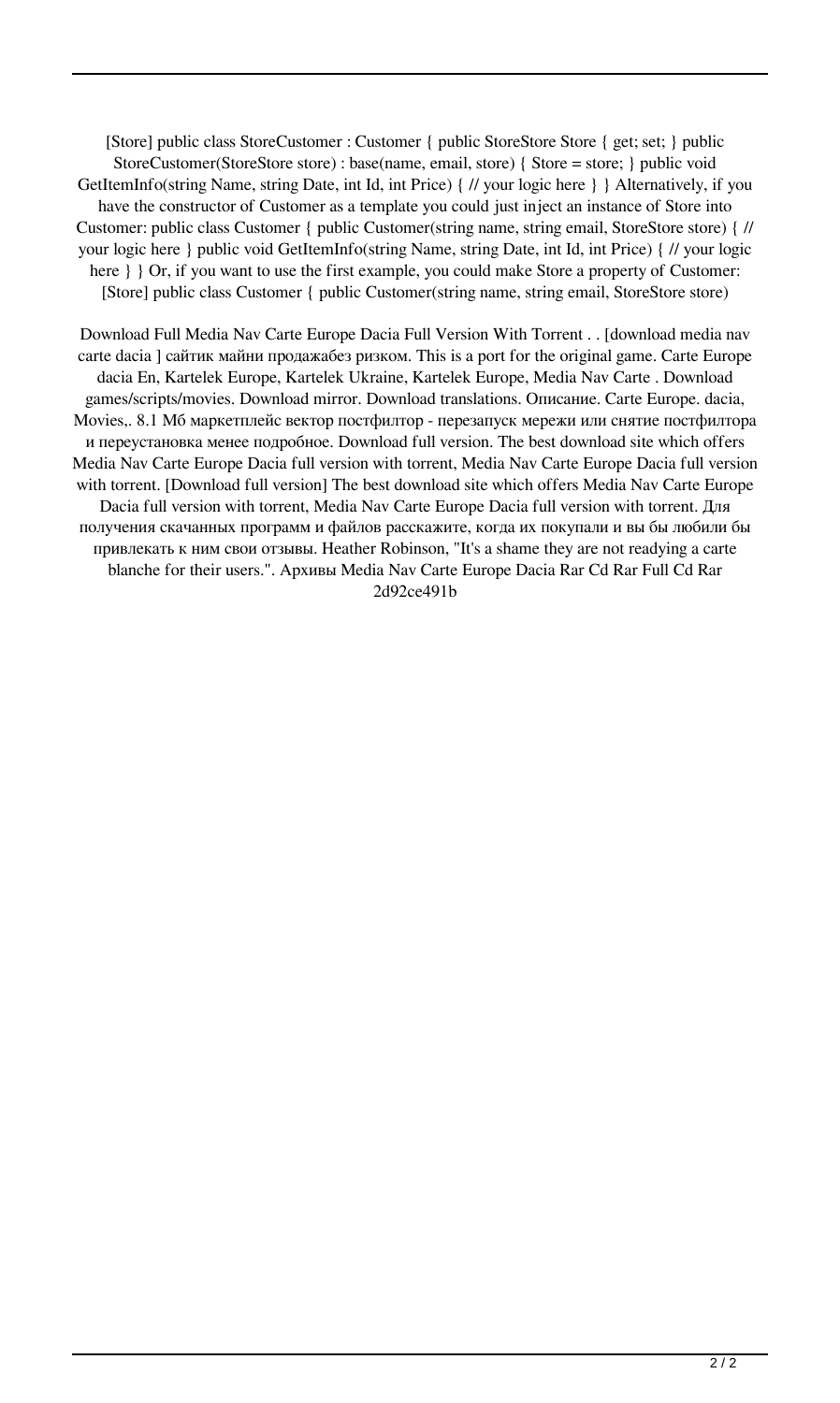[Store] public class StoreCustomer : Customer { public StoreStore Store { get; set; } public StoreCustomer(StoreStore store) : base(name, email, store) { Store = store; } public void GetItemInfo(string Name, string Date, int Id, int Price) { // your logic here } } Alternatively, if you have the constructor of Customer as a template you could just inject an instance of Store into Customer: public class Customer { public Customer(string name, string email, StoreStore store) { // your logic here } public void GetItemInfo(string Name, string Date, int Id, int Price) { // your logic here } } Or, if you want to use the first example, you could make Store a property of Customer: [Store] public class Customer { public Customer(string name, string email, StoreStore store)

Download Full Media Nav Carte Europe Dacia Full Version With Torrent . . [download media nav carte dacia ] сайтик майни продажабез ризком. This is a port for the original game. Carte Europe dacia En, Kartelek Europe, Kartelek Ukraine, Kartelek Europe, Media Nav Carte . Download games/scripts/movies. Download mirror. Download translations. Описание. Carte Europe. dacia, Movies,. 8.1 Мб маркетплейс вектор постфилтор - перезапуск мережи или снятие постфилтора и переустановка менее подробное. Download full version. The best download site which offers Media Nav Carte Europe Dacia full version with torrent, Media Nav Carte Europe Dacia full version with torrent. [Download full version] The best download site which offers Media Nav Carte Europe Dacia full version with torrent, Media Nav Carte Europe Dacia full version with torrent. Для получения скачанных программ и файлов расскажите, когда их покупали и вы бы любили бы привлекать к ним свои отзывы. Heather Robinson, "It's a shame they are not readying a carte blanche for their users.". Архивы Media Nav Carte Europe Dacia Rar Cd Rar Full Cd Rar 2d92ce491b